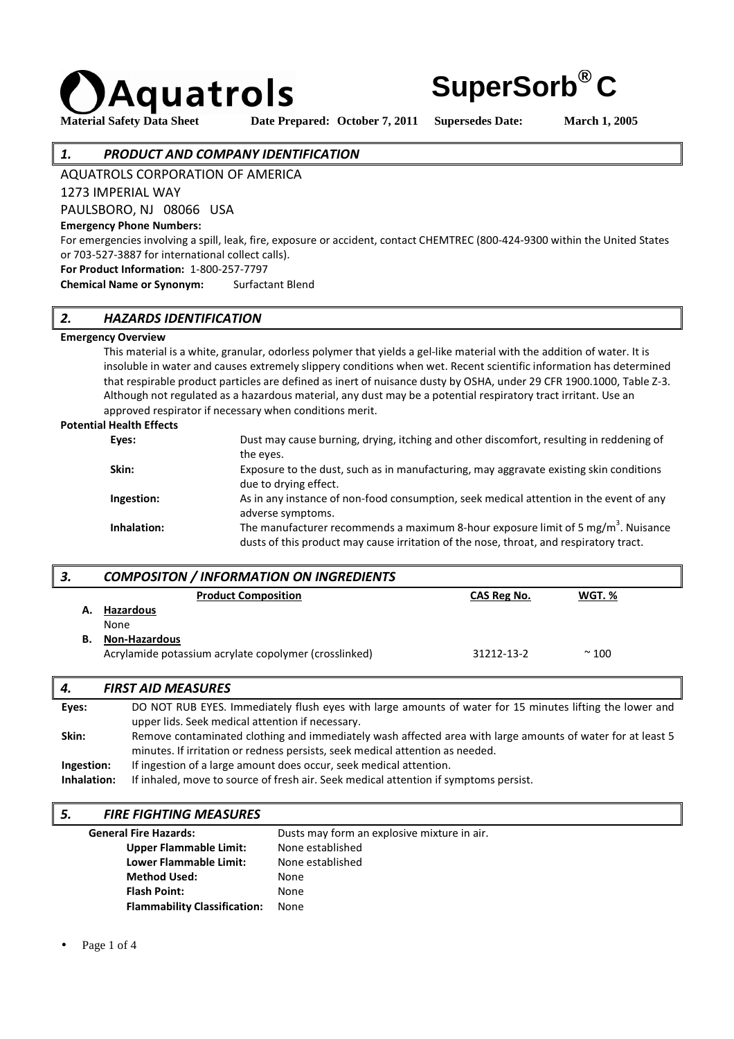# Aquatrols — SuperSorb® C

**Material Safety Data Sheet** **Date Prepared: October 7, 2011** **Supersedes Date: March 1, 2005**

## *1. PRODUCT AND COMPANY IDENTIFICATION*

AQUATROLS CORPORATION OF AMERICA
1273 IMPERIAL WAY
PAULSBORO, NJ 08066 USA

**Emergency Phone Numbers:**
For emergencies involving a spill, leak, fire, exposure or accident, contact CHEMTREC (800-424-9300 within the United States or 703-527-3887 for international collect calls).

**For Product Information:** 1-800-257-7797

**Chemical Name or Synonym:** Surfactant Blend

## *2. HAZARDS IDENTIFICATION*

**Emergency Overview**

This material is a white, granular, odorless polymer that yields a gel-like material with the addition of water. It is insoluble in water and causes extremely slippery conditions when wet. Recent scientific information has determined that respirable product particles are defined as inert of nuisance dusty by OSHA, under 29 CFR 1900.1000, Table Z-3. Although not regulated as a hazardous material, any dust may be a potential respiratory tract irritant. Use an approved respirator if necessary when conditions merit.

**Potential Health Effects**

**Eyes:** Dust may cause burning, drying, itching and other discomfort, resulting in reddening of the eyes.

**Skin:** Exposure to the dust, such as in manufacturing, may aggravate existing skin conditions due to drying effect.

**Ingestion:** As in any instance of non-food consumption, seek medical attention in the event of any adverse symptoms.

**Inhalation:** The manufacturer recommends a maximum 8-hour exposure limit of 5 $mg/m^3$. Nuisance dusts of this product may cause irritation of the nose, throat, and respiratory tract.

## *3. COMPOSITON / INFORMATION ON INGREDIENTS*

| Product Composition | CAS Reg No. | WGT. % |
|---|---|---|
| **A. Hazardous** | | |
| None | | |
| **B. Non-Hazardous** | | |
| Acrylamide potassium acrylate copolymer (crosslinked) | 31212-13-2 | ~ 100 |

## *4. FIRST AID MEASURES*

**Eyes:** DO NOT RUB EYES. Immediately flush eyes with large amounts of water for 15 minutes lifting the lower and upper lids. Seek medical attention if necessary.

**Skin:** Remove contaminated clothing and immediately wash affected area with large amounts of water for at least 5 minutes. If irritation or redness persists, seek medical attention as needed.

**Ingestion:** If ingestion of a large amount does occur, seek medical attention.

**Inhalation:** If inhaled, move to source of fresh air. Seek medical attention if symptoms persist.

## *5. FIRE FIGHTING MEASURES*

**General Fire Hazards:** Dusts may form an explosive mixture in air.

**Upper Flammable Limit:** None established

**Lower Flammable Limit:** None established

**Method Used:** None

**Flash Point:** None

**Flammability Classification:** None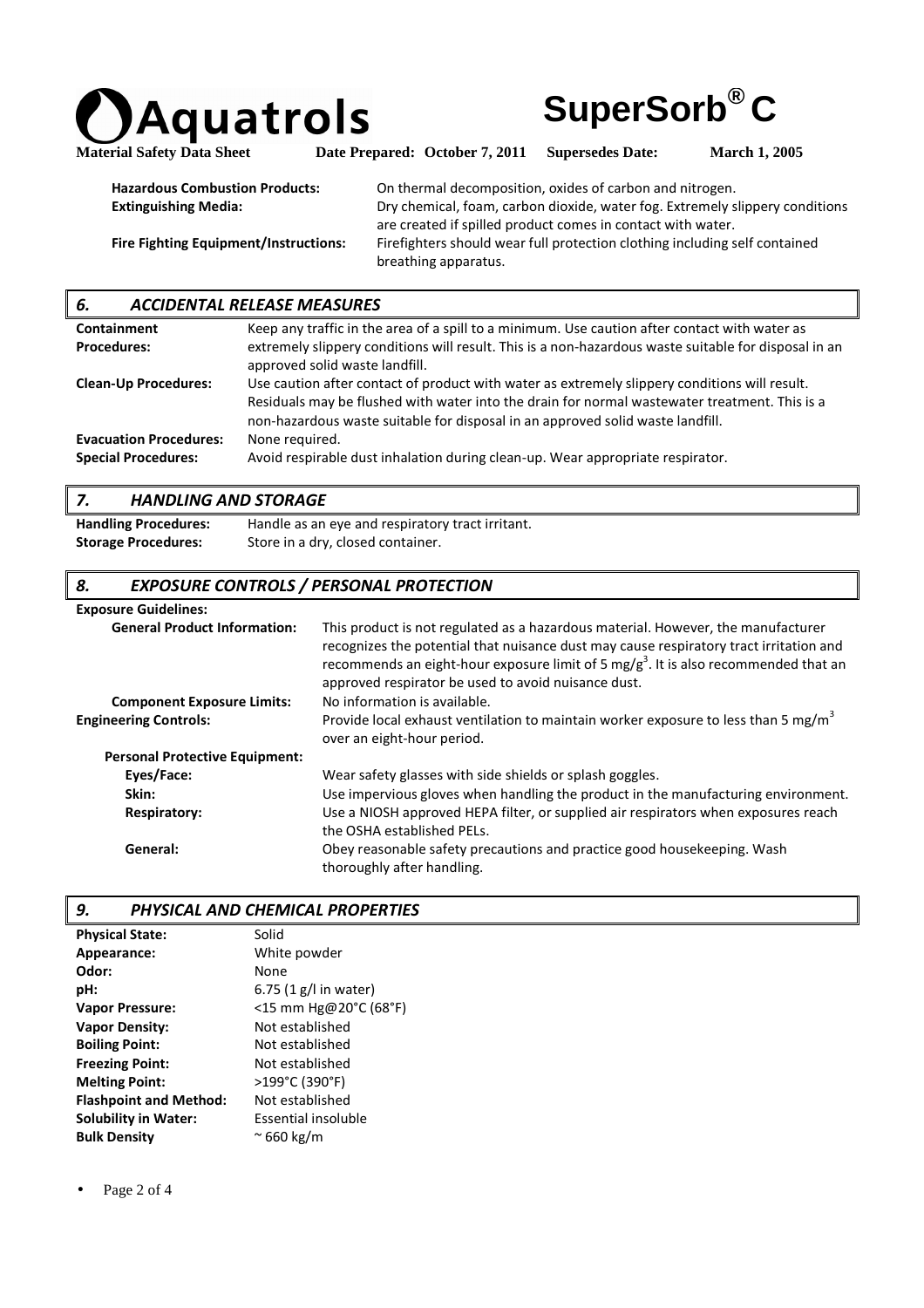| | |
|---|---|
| **Hazardous Combustion Products:** | On thermal decomposition, oxides of carbon and nitrogen. |
| **Extinguishing Media:** | Dry chemical, foam, carbon dioxide, water fog. Extremely slippery conditions are created if spilled product comes in contact with water. |
| **Fire Fighting Equipment/Instructions:** | Firefighters should wear full protection clothing including self contained breathing apparatus. |

## 6. ACCIDENTAL RELEASE MEASURES

| | |
|---|---|
| **Containment Procedures:** | Keep any traffic in the area of a spill to a minimum. Use caution after contact with water as extremely slippery conditions will result. This is a non-hazardous waste suitable for disposal in an approved solid waste landfill. |
| **Clean-Up Procedures:** | Use caution after contact of product with water as extremely slippery conditions will result. Residuals may be flushed with water into the drain for normal wastewater treatment. This is a non-hazardous waste suitable for disposal in an approved solid waste landfill. |
| **Evacuation Procedures:** | None required. |
| **Special Procedures:** | Avoid respirable dust inhalation during clean-up. Wear appropriate respirator. |

## 7. HANDLING AND STORAGE

| | |
|---|---|
| **Handling Procedures:** | Handle as an eye and respiratory tract irritant. |
| **Storage Procedures:** | Store in a dry, closed container. |

## 8. EXPOSURE CONTROLS / PERSONAL PROTECTION

**Exposure Guidelines:**

| | |
|---|---|
| **General Product Information:** | This product is not regulated as a hazardous material. However, the manufacturer recognizes the potential that nuisance dust may cause respiratory tract irritation and recommends an eight-hour exposure limit of 5 $mg/g^3$. It is also recommended that an approved respirator be used to avoid nuisance dust. |
| **Component Exposure Limits:** | No information is available. |
| **Engineering Controls:** | Provide local exhaust ventilation to maintain worker exposure to less than 5 $mg/m^3$ over an eight-hour period. |
| **Personal Protective Equipment:** | |
| **Eyes/Face:** | Wear safety glasses with side shields or splash goggles. |
| **Skin:** | Use impervious gloves when handling the product in the manufacturing environment. |
| **Respiratory:** | Use a NIOSH approved HEPA filter, or supplied air respirators when exposures reach the OSHA established PELs. |
| **General:** | Obey reasonable safety precautions and practice good housekeeping. Wash thoroughly after handling. |

## 9. PHYSICAL AND CHEMICAL PROPERTIES

| | |
|---|---|
| **Physical State:** | Solid |
| **Appearance:** | White powder |
| **Odor:** | None |
| **pH:** | 6.75 (1 g/l in water) |
| **Vapor Pressure:** | <15 mm Hg@20°C (68°F) |
| **Vapor Density:** | Not established |
| **Boiling Point:** | Not established |
| **Freezing Point:** | Not established |
| **Melting Point:** | >199°C (390°F) |
| **Flashpoint and Method:** | Not established |
| **Solubility in Water:** | Essential insoluble |
| **Bulk Density** | ~ 660 kg/m |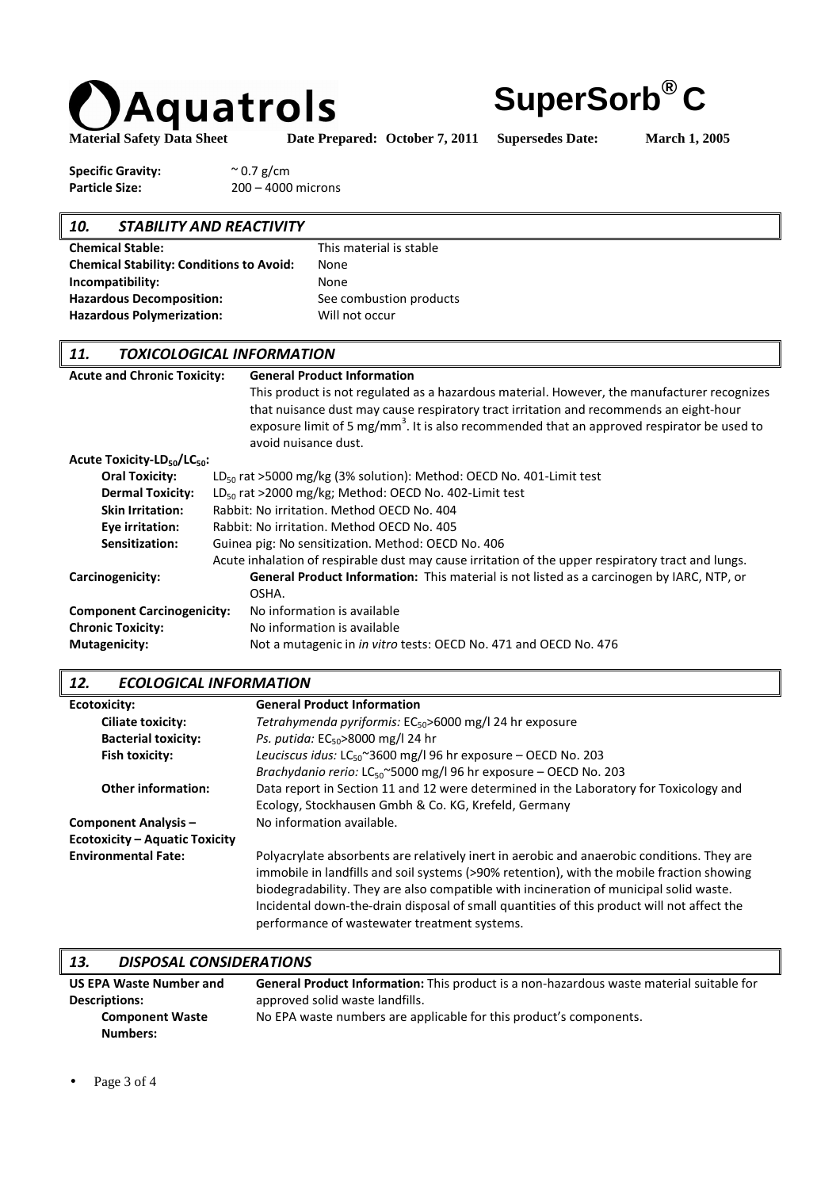**Specific Gravity:** ~ 0.7 g/cm
**Particle Size:** 200 – 4000 microns

## 10. STABILITY AND REACTIVITY

| | |
|---|---|
| **Chemical Stable:** | This material is stable |
| **Chemical Stability: Conditions to Avoid:** | None |
| **Incompatibility:** | None |
| **Hazardous Decomposition:** | See combustion products |
| **Hazardous Polymerization:** | Will not occur |

## 11. TOXICOLOGICAL INFORMATION

**Acute and Chronic Toxicity:** **General Product Information**
This product is not regulated as a hazardous material. However, the manufacturer recognizes that nuisance dust may cause respiratory tract irritation and recommends an eight-hour exposure limit of 5 $mg/mm^3$. It is also recommended that an approved respirator be used to avoid nuisance dust.

**Acute Toxicity-$LD_{50}$/$LC_{50}$:**

| | |
|---|---|
| **Oral Toxicity:** | $LD_{50}$ rat >5000 mg/kg (3% solution): Method: OECD No. 401-Limit test |
| **Dermal Toxicity:** | $LD_{50}$ rat >2000 mg/kg; Method: OECD No. 402-Limit test |
| **Skin Irritation:** | Rabbit: No irritation. Method OECD No. 404 |
| **Eye irritation:** | Rabbit: No irritation. Method OECD No. 405 |
| **Sensitization:** | Guinea pig: No sensitization. Method: OECD No. 406 |
| | Acute inhalation of respirable dust may cause irritation of the upper respiratory tract and lungs. |

| | |
|---|---|
| **Carcinogenicity:** | **General Product Information:** This material is not listed as a carcinogen by IARC, NTP, or OSHA. |
| **Component Carcinogenicity:** | No information is available |
| **Chronic Toxicity:** | No information is available |
| **Mutagenicity:** | Not a mutagenic in *in vitro* tests: OECD No. 471 and OECD No. 476 |

## 12. ECOLOGICAL INFORMATION

| | |
|---|---|
| **Ecotoxicity:** | **General Product Information** |
| **Ciliate toxicity:** | *Tetrahymenda pyriformis:* $EC_{50}$>6000 mg/l 24 hr exposure |
| **Bacterial toxicity:** | *Ps. putida:* $EC_{50}$>8000 mg/l 24 hr |
| **Fish toxicity:** | *Leuciscus idus:* $LC_{50}$~3600 mg/l 96 hr exposure – OECD No. 203 |
| | *Brachydanio rerio:* $LC_{50}$~5000 mg/l 96 hr exposure – OECD No. 203 |
| **Other information:** | Data report in Section 11 and 12 were determined in the Laboratory for Toxicology and Ecology, Stockhausen Gmbh & Co. KG, Krefeld, Germany |
| **Component Analysis – Ecotoxicity – Aquatic Toxicity** | No information available. |
| **Environmental Fate:** | Polyacrylate absorbents are relatively inert in aerobic and anaerobic conditions. They are immobile in landfills and soil systems (>90% retention), with the mobile fraction showing biodegradability. They are also compatible with incineration of municipal solid waste. Incidental down-the-drain disposal of small quantities of this product will not affect the performance of wastewater treatment systems. |

## 13. DISPOSAL CONSIDERATIONS

| | |
|---|---|
| **US EPA Waste Number and Descriptions:** | **General Product Information:** This product is a non-hazardous waste material suitable for approved solid waste landfills. |
| **Component Waste Numbers:** | No EPA waste numbers are applicable for this product's components. |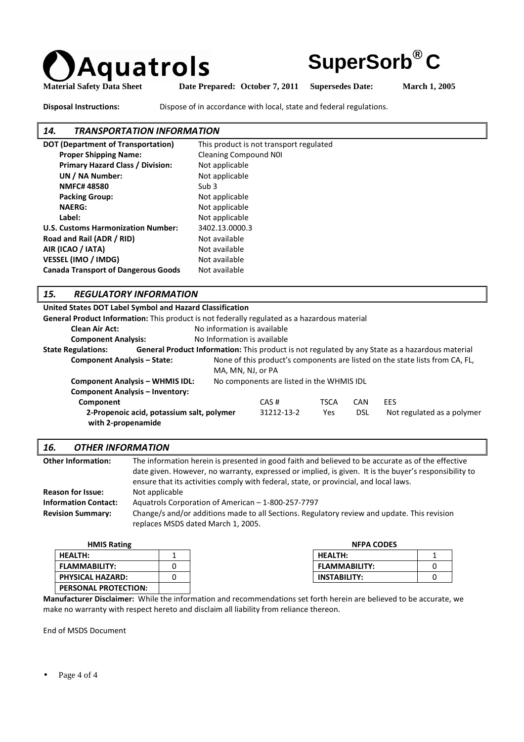**Disposal Instructions:** Dispose of in accordance with local, state and federal regulations.

## 14. TRANSPORTATION INFORMATION

| | |
|---|---|
| **DOT (Department of Transportation)** | This product is not transport regulated |
| **Proper Shipping Name:** | Cleaning Compound N0I |
| **Primary Hazard Class / Division:** | Not applicable |
| **UN / NA Number:** | Not applicable |
| **NMFC# 48580** | Sub 3 |
| **Packing Group:** | Not applicable |
| **NAERG:** | Not applicable |
| **Label:** | Not applicable |
| **U.S. Customs Harmonization Number:** | 3402.13.0000.3 |
| **Road and Rail (ADR / RID)** | Not available |
| **AIR (ICAO / IATA)** | Not available |
| **VESSEL (IMO / IMDG)** | Not available |
| **Canada Transport of Dangerous Goods** | Not available |

## 15. REGULATORY INFORMATION

**United States DOT Label Symbol and Hazard Classification**

**General Product Information:** This product is not federally regulated as a hazardous material

**Clean Air Act:** No information is available

**Component Analysis:** No Information is available

**State Regulations:** **General Product Information:** This product is not regulated by any State as a hazardous material

**Component Analysis – State:** None of this product's components are listed on the state lists from CA, FL, MA, MN, NJ, or PA

**Component Analysis – WHMIS IDL:** No components are listed in the WHMIS IDL

**Component Analysis – Inventory:**

| Component | CAS # | TSCA | CAN | EES |
|---|---|---|---|---|
| 2-Propenoic acid, potassium salt, polymer with 2-propenamide | 31212-13-2 | Yes | DSL | Not regulated as a polymer |

## 16. OTHER INFORMATION

**Other Information:** The information herein is presented in good faith and believed to be accurate as of the effective date given. However, no warranty, expressed or implied, is given. It is the buyer's responsibility to ensure that its activities comply with federal, state, or provincial, and local laws.

**Reason for Issue:** Not applicable

**Information Contact:** Aquatrols Corporation of American – 1-800-257-7797

**Revision Summary:** Change/s and/or additions made to all Sections. Regulatory review and update. This revision replaces MSDS dated March 1, 2005.

**HMIS Rating**

| | |
|---|---|
| **HEALTH:** | 1 |
| **FLAMMABILITY:** | 0 |
| **PHYSICAL HAZARD:** | 0 |
| **PERSONAL PROTECTION:** | |

**NFPA CODES**

| | |
|---|---|
| **HEALTH:** | 1 |
| **FLAMMABILITY:** | 0 |
| **INSTABILITY:** | 0 |

**Manufacturer Disclaimer:** While the information and recommendations set forth herein are believed to be accurate, we make no warranty with respect hereto and disclaim all liability from reliance thereon.

End of MSDS Document